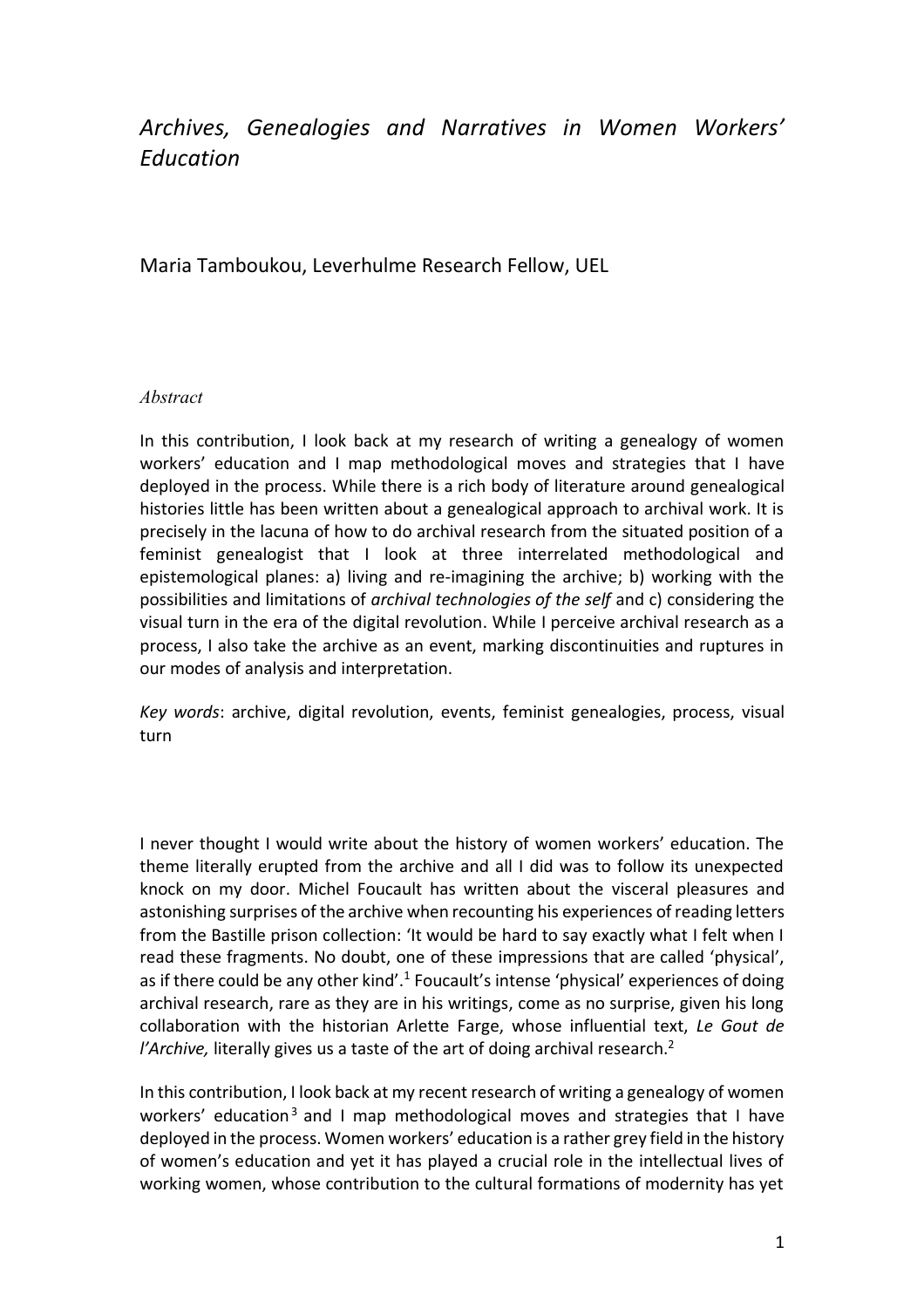# *Archives, Genealogies and Narratives in Women Workers' Education*

Maria Tamboukou, Leverhulme Research Fellow, UEL

*Abstract*

In this contribution, I look back at my research of writing a genealogy of women workers' education and I map methodological moves and strategies that I have deployed in the process. While there is a rich body of literature around genealogical histories little has been written about a genealogical approach to archival work. It is precisely in the lacuna of how to do archival research from the situated position of a feminist genealogist that I look at three interrelated methodological and epistemological planes: a) living and re-imagining the archive; b) working with the possibilities and limitations of *archival technologies of the self* and c) considering the visual turn in the era of the digital revolution. While I perceive archival research as a process, I also take the archive as an event, marking discontinuities and ruptures in our modes of analysis and interpretation.

*Key words*: archive, digital revolution, events, feminist genealogies, process, visual turn

I never thought I would write about the history of women workers' education. The theme literally erupted from the archive and all I did was to follow its unexpected knock on my door. Michel Foucault has written about the visceral pleasures and astonishing surprises of the archive when recounting his experiences of reading letters from the Bastille prison collection: 'It would be hard to say exactly what I felt when I read these fragments. No doubt, one of these impressions that are called 'physical', as if there could be any other kind'.[1] Foucault's intense 'physical' experiences of doing archival research, rare as they are in his writings, come as no surprise, given his long collaboration with the historian Arlette Farge, whose influential text, *Le Gout de l'Archive,* literally gives us a taste of the art of doing archival research.[2]

In this contribution, I look back at my recent research of writing a genealogy of women workers' education[3] and I map methodological moves and strategies that I have deployed in the process. Women workers' education is a rather grey field in the history of women's education and yet it has played a crucial role in the intellectual lives of working women, whose contribution to the cultural formations of modernity has yet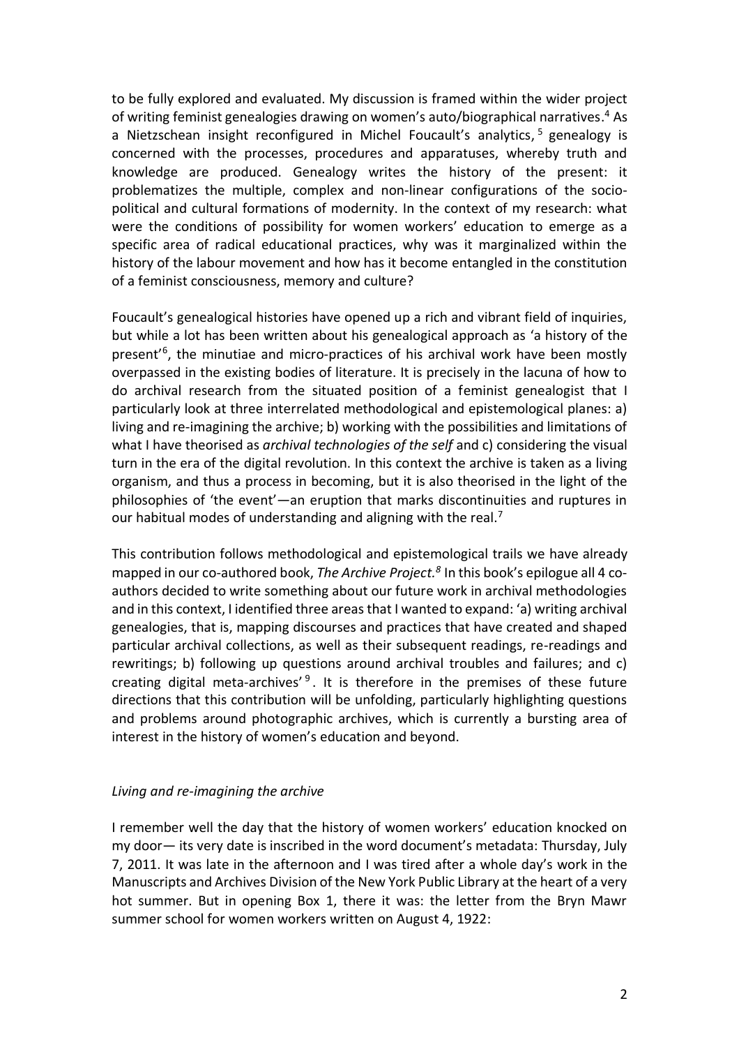to be fully explored and evaluated. My discussion is framed within the wider project of writing feminist genealogies drawing on women's auto/biographical narratives.[4] As a Nietzschean insight reconfigured in Michel Foucault's analytics,[5] genealogy is concerned with the processes, procedures and apparatuses, whereby truth and knowledge are produced. Genealogy writes the history of the present: it problematizes the multiple, complex and non-linear configurations of the socio-political and cultural formations of modernity. In the context of my research: what were the conditions of possibility for women workers' education to emerge as a specific area of radical educational practices, why was it marginalized within the history of the labour movement and how has it become entangled in the constitution of a feminist consciousness, memory and culture?

Foucault's genealogical histories have opened up a rich and vibrant field of inquiries, but while a lot has been written about his genealogical approach as 'a history of the present'[6], the minutiae and micro-practices of his archival work have been mostly overpassed in the existing bodies of literature. It is precisely in the lacuna of how to do archival research from the situated position of a feminist genealogist that I particularly look at three interrelated methodological and epistemological planes: a) living and re-imagining the archive; b) working with the possibilities and limitations of what I have theorised as *archival technologies of the self* and c) considering the visual turn in the era of the digital revolution. In this context the archive is taken as a living organism, and thus a process in becoming, but it is also theorised in the light of the philosophies of 'the event'—an eruption that marks discontinuities and ruptures in our habitual modes of understanding and aligning with the real.[7]

This contribution follows methodological and epistemological trails we have already mapped in our co-authored book, *The Archive Project.*[8] In this book's epilogue all 4 co-authors decided to write something about our future work in archival methodologies and in this context, I identified three areas that I wanted to expand: 'a) writing archival genealogies, that is, mapping discourses and practices that have created and shaped particular archival collections, as well as their subsequent readings, re-readings and rewritings; b) following up questions around archival troubles and failures; and c) creating digital meta-archives'[9]. It is therefore in the premises of these future directions that this contribution will be unfolding, particularly highlighting questions and problems around photographic archives, which is currently a bursting area of interest in the history of women's education and beyond.

*Living and re-imagining the archive*

I remember well the day that the history of women workers' education knocked on my door— its very date is inscribed in the word document's metadata: Thursday, July 7, 2011. It was late in the afternoon and I was tired after a whole day's work in the Manuscripts and Archives Division of the New York Public Library at the heart of a very hot summer. But in opening Box 1, there it was: the letter from the Bryn Mawr summer school for women workers written on August 4, 1922: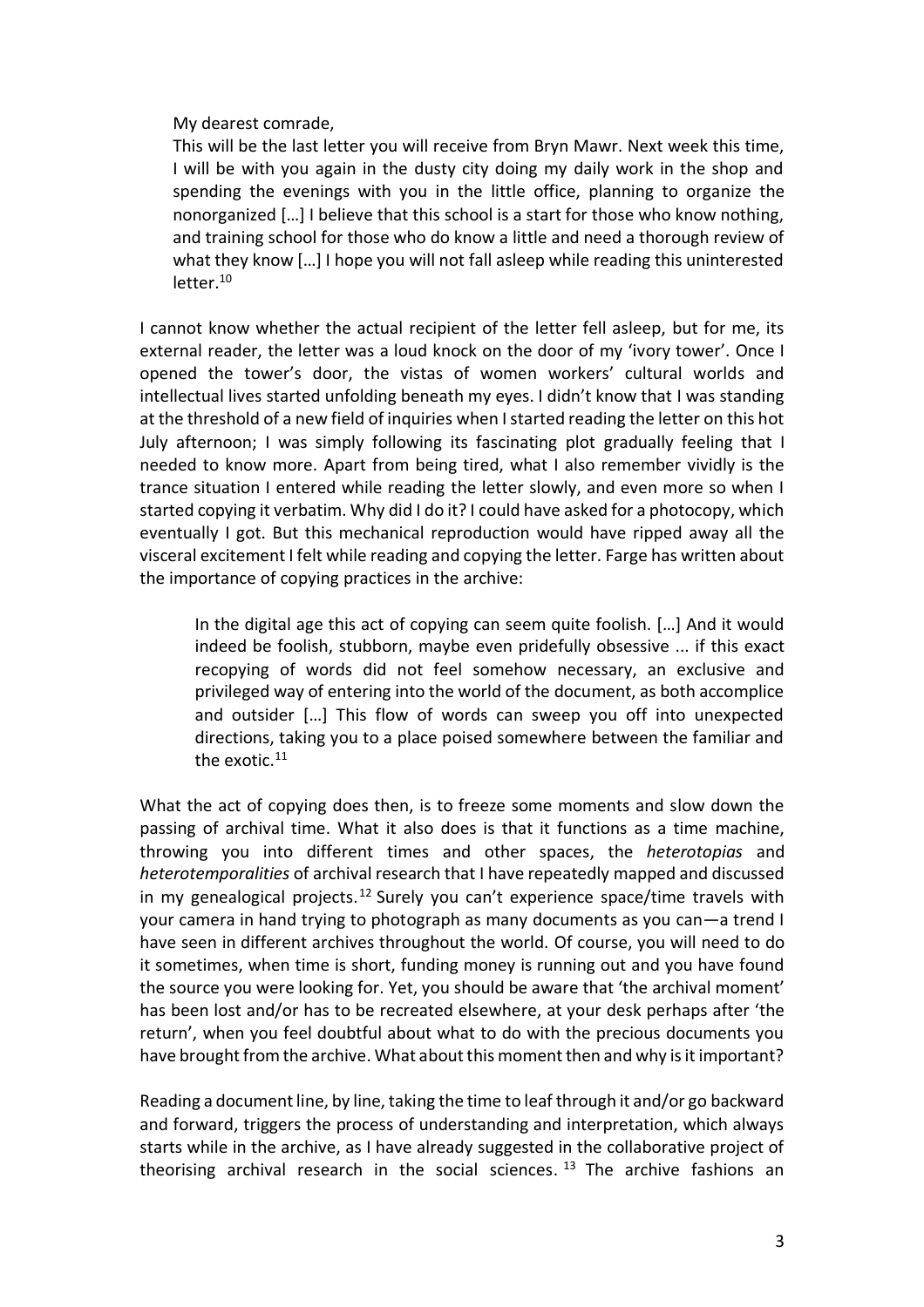> My dearest comrade,
> This will be the last letter you will receive from Bryn Mawr. Next week this time, I will be with you again in the dusty city doing my daily work in the shop and spending the evenings with you in the little office, planning to organize the nonorganized […] I believe that this school is a start for those who know nothing, and training school for those who do know a little and need a thorough review of what they know […] I hope you will not fall asleep while reading this uninterested letter.[10]

I cannot know whether the actual recipient of the letter fell asleep, but for me, its external reader, the letter was a loud knock on the door of my 'ivory tower'. Once I opened the tower's door, the vistas of women workers' cultural worlds and intellectual lives started unfolding beneath my eyes. I didn't know that I was standing at the threshold of a new field of inquiries when I started reading the letter on this hot July afternoon; I was simply following its fascinating plot gradually feeling that I needed to know more. Apart from being tired, what I also remember vividly is the trance situation I entered while reading the letter slowly, and even more so when I started copying it verbatim. Why did I do it? I could have asked for a photocopy, which eventually I got. But this mechanical reproduction would have ripped away all the visceral excitement I felt while reading and copying the letter. Farge has written about the importance of copying practices in the archive:

> In the digital age this act of copying can seem quite foolish. […] And it would indeed be foolish, stubborn, maybe even pridefully obsessive ... if this exact recopying of words did not feel somehow necessary, an exclusive and privileged way of entering into the world of the document, as both accomplice and outsider […] This flow of words can sweep you off into unexpected directions, taking you to a place poised somewhere between the familiar and the exotic.[11]

What the act of copying does then, is to freeze some moments and slow down the passing of archival time. What it also does is that it functions as a time machine, throwing you into different times and other spaces, the *heterotopias* and *heterotemporalities* of archival research that I have repeatedly mapped and discussed in my genealogical projects.[12] Surely you can't experience space/time travels with your camera in hand trying to photograph as many documents as you can—a trend I have seen in different archives throughout the world. Of course, you will need to do it sometimes, when time is short, funding money is running out and you have found the source you were looking for. Yet, you should be aware that 'the archival moment' has been lost and/or has to be recreated elsewhere, at your desk perhaps after 'the return', when you feel doubtful about what to do with the precious documents you have brought from the archive. What about this moment then and why is it important?

Reading a document line, by line, taking the time to leaf through it and/or go backward and forward, triggers the process of understanding and interpretation, which always starts while in the archive, as I have already suggested in the collaborative project of theorising archival research in the social sciences.[13] The archive fashions an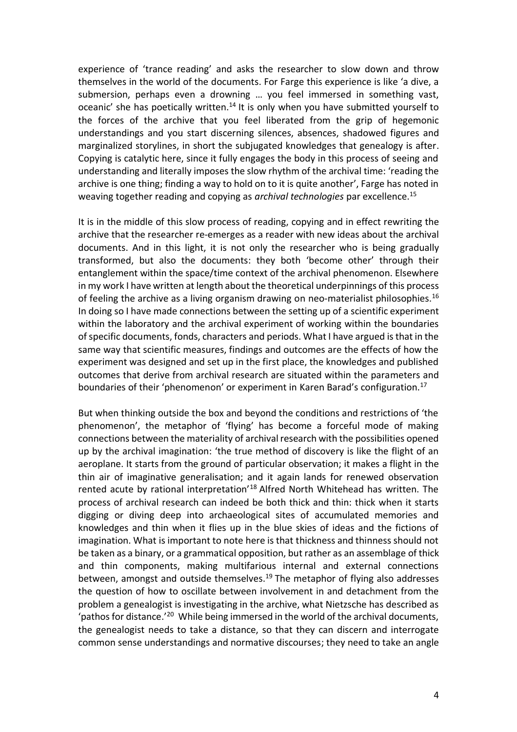experience of 'trance reading' and asks the researcher to slow down and throw themselves in the world of the documents. For Farge this experience is like 'a dive, a submersion, perhaps even a drowning … you feel immersed in something vast, oceanic' she has poetically written.[14] It is only when you have submitted yourself to the forces of the archive that you feel liberated from the grip of hegemonic understandings and you start discerning silences, absences, shadowed figures and marginalized storylines, in short the subjugated knowledges that genealogy is after. Copying is catalytic here, since it fully engages the body in this process of seeing and understanding and literally imposes the slow rhythm of the archival time: 'reading the archive is one thing; finding a way to hold on to it is quite another', Farge has noted in weaving together reading and copying as *archival technologies* par excellence.[15]

It is in the middle of this slow process of reading, copying and in effect rewriting the archive that the researcher re-emerges as a reader with new ideas about the archival documents. And in this light, it is not only the researcher who is being gradually transformed, but also the documents: they both 'become other' through their entanglement within the space/time context of the archival phenomenon. Elsewhere in my work I have written at length about the theoretical underpinnings of this process of feeling the archive as a living organism drawing on neo-materialist philosophies.[16] In doing so I have made connections between the setting up of a scientific experiment within the laboratory and the archival experiment of working within the boundaries of specific documents, fonds, characters and periods. What I have argued is that in the same way that scientific measures, findings and outcomes are the effects of how the experiment was designed and set up in the first place, the knowledges and published outcomes that derive from archival research are situated within the parameters and boundaries of their 'phenomenon' or experiment in Karen Barad's configuration.[17]

But when thinking outside the box and beyond the conditions and restrictions of 'the phenomenon', the metaphor of 'flying' has become a forceful mode of making connections between the materiality of archival research with the possibilities opened up by the archival imagination: 'the true method of discovery is like the flight of an aeroplane. It starts from the ground of particular observation; it makes a flight in the thin air of imaginative generalisation; and it again lands for renewed observation rented acute by rational interpretation'[18] Alfred North Whitehead has written. The process of archival research can indeed be both thick and thin: thick when it starts digging or diving deep into archaeological sites of accumulated memories and knowledges and thin when it flies up in the blue skies of ideas and the fictions of imagination. What is important to note here is that thickness and thinness should not be taken as a binary, or a grammatical opposition, but rather as an assemblage of thick and thin components, making multifarious internal and external connections between, amongst and outside themselves.[19] The metaphor of flying also addresses the question of how to oscillate between involvement in and detachment from the problem a genealogist is investigating in the archive, what Nietzsche has described as 'pathos for distance.'[20] While being immersed in the world of the archival documents, the genealogist needs to take a distance, so that they can discern and interrogate common sense understandings and normative discourses; they need to take an angle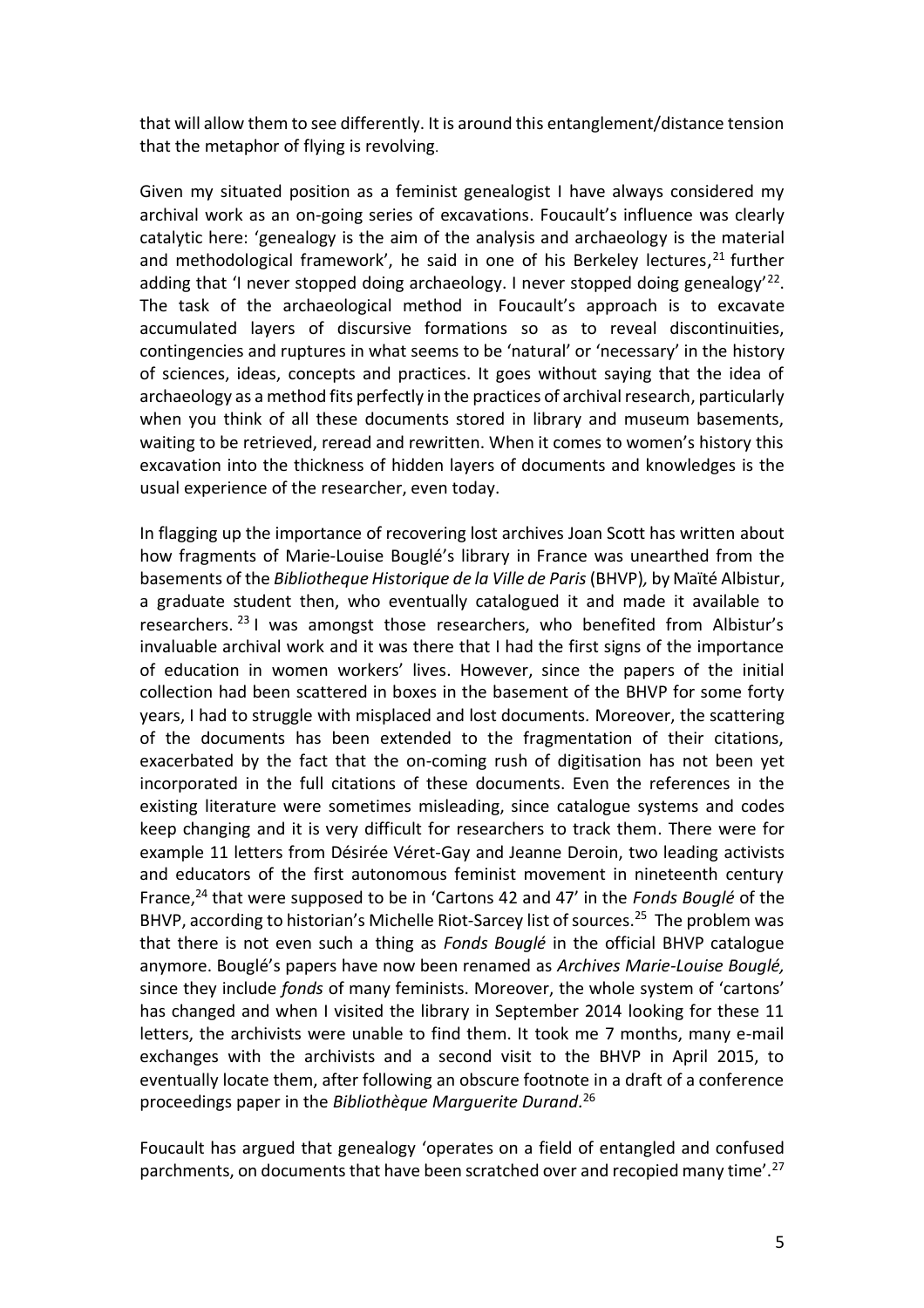that will allow them to see differently. It is around this entanglement/distance tension that the metaphor of flying is revolving.

Given my situated position as a feminist genealogist I have always considered my archival work as an on-going series of excavations. Foucault's influence was clearly catalytic here: 'genealogy is the aim of the analysis and archaeology is the material and methodological framework', he said in one of his Berkeley lectures,[21] further adding that 'I never stopped doing archaeology. I never stopped doing genealogy'[22]. The task of the archaeological method in Foucault's approach is to excavate accumulated layers of discursive formations so as to reveal discontinuities, contingencies and ruptures in what seems to be 'natural' or 'necessary' in the history of sciences, ideas, concepts and practices. It goes without saying that the idea of archaeology as a method fits perfectly in the practices of archival research, particularly when you think of all these documents stored in library and museum basements, waiting to be retrieved, reread and rewritten. When it comes to women's history this excavation into the thickness of hidden layers of documents and knowledges is the usual experience of the researcher, even today.

In flagging up the importance of recovering lost archives Joan Scott has written about how fragments of Marie-Louise Bouglé's library in France was unearthed from the basements of the *Bibliotheque Historique de la Ville de Paris* (BHVP), by Maïté Albistur, a graduate student then, who eventually catalogued it and made it available to researchers.[23] I was amongst those researchers, who benefited from Albistur's invaluable archival work and it was there that I had the first signs of the importance of education in women workers' lives. However, since the papers of the initial collection had been scattered in boxes in the basement of the BHVP for some forty years, I had to struggle with misplaced and lost documents. Moreover, the scattering of the documents has been extended to the fragmentation of their citations, exacerbated by the fact that the on-coming rush of digitisation has not been yet incorporated in the full citations of these documents. Even the references in the existing literature were sometimes misleading, since catalogue systems and codes keep changing and it is very difficult for researchers to track them. There were for example 11 letters from Désirée Véret-Gay and Jeanne Deroin, two leading activists and educators of the first autonomous feminist movement in nineteenth century France,[24] that were supposed to be in 'Cartons 42 and 47' in the *Fonds Bouglé* of the BHVP, according to historian's Michelle Riot-Sarcey list of sources.[25] The problem was that there is not even such a thing as *Fonds Bouglé* in the official BHVP catalogue anymore. Bouglé's papers have now been renamed as *Archives Marie-Louise Bouglé,* since they include *fonds* of many feminists. Moreover, the whole system of 'cartons' has changed and when I visited the library in September 2014 looking for these 11 letters, the archivists were unable to find them. It took me 7 months, many e-mail exchanges with the archivists and a second visit to the BHVP in April 2015, to eventually locate them, after following an obscure footnote in a draft of a conference proceedings paper in the *Bibliothèque Marguerite Durand*.[26]

Foucault has argued that genealogy 'operates on a field of entangled and confused parchments, on documents that have been scratched over and recopied many time'.[27]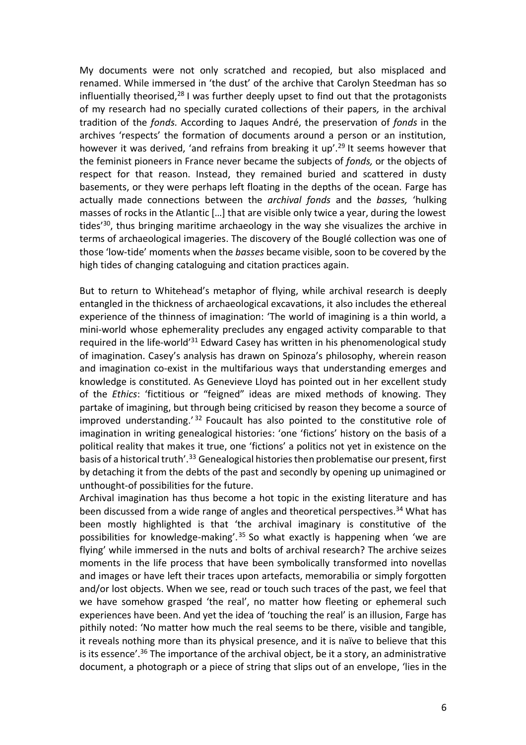My documents were not only scratched and recopied, but also misplaced and renamed. While immersed in 'the dust' of the archive that Carolyn Steedman has so influentially theorised,[28] I was further deeply upset to find out that the protagonists of my research had no specially curated collections of their papers*,* in the archival tradition of the *fonds.* According to Jaques André, the preservation of *fonds* in the archives 'respects' the formation of documents around a person or an institution, however it was derived, 'and refrains from breaking it up'.[29] It seems however that the feminist pioneers in France never became the subjects of *fonds,* or the objects of respect for that reason. Instead, they remained buried and scattered in dusty basements, or they were perhaps left floating in the depths of the ocean. Farge has actually made connections between the *archival fonds* and the *basses,* 'hulking masses of rocks in the Atlantic […] that are visible only twice a year, during the lowest tides'[30], thus bringing maritime archaeology in the way she visualizes the archive in terms of archaeological imageries. The discovery of the Bouglé collection was one of those 'low-tide' moments when the *basses* became visible, soon to be covered by the high tides of changing cataloguing and citation practices again.

But to return to Whitehead's metaphor of flying, while archival research is deeply entangled in the thickness of archaeological excavations, it also includes the ethereal experience of the thinness of imagination: 'The world of imagining is a thin world, a mini-world whose ephemerality precludes any engaged activity comparable to that required in the life-world'[31] Edward Casey has written in his phenomenological study of imagination. Casey's analysis has drawn on Spinoza's philosophy, wherein reason and imagination co-exist in the multifarious ways that understanding emerges and knowledge is constituted. As Genevieve Lloyd has pointed out in her excellent study of the *Ethics*: 'fictitious or "feigned" ideas are mixed methods of knowing. They partake of imagining, but through being criticised by reason they become a source of improved understanding.'[32] Foucault has also pointed to the constitutive role of imagination in writing genealogical histories: 'one 'fictions' history on the basis of a political reality that makes it true, one 'fictions' a politics not yet in existence on the basis of a historical truth'.[33] Genealogical histories then problematise our present, first by detaching it from the debts of the past and secondly by opening up unimagined or unthought-of possibilities for the future.

Archival imagination has thus become a hot topic in the existing literature and has been discussed from a wide range of angles and theoretical perspectives.[34] What has been mostly highlighted is that 'the archival imaginary is constitutive of the possibilities for knowledge-making'.[35] So what exactly is happening when 'we are flying' while immersed in the nuts and bolts of archival research? The archive seizes moments in the life process that have been symbolically transformed into novellas and images or have left their traces upon artefacts, memorabilia or simply forgotten and/or lost objects. When we see, read or touch such traces of the past, we feel that we have somehow grasped 'the real', no matter how fleeting or ephemeral such experiences have been. And yet the idea of 'touching the real' is an illusion, Farge has pithily noted: 'No matter how much the real seems to be there, visible and tangible, it reveals nothing more than its physical presence, and it is naïve to believe that this is its essence'.[36] The importance of the archival object, be it a story, an administrative document, a photograph or a piece of string that slips out of an envelope, 'lies in the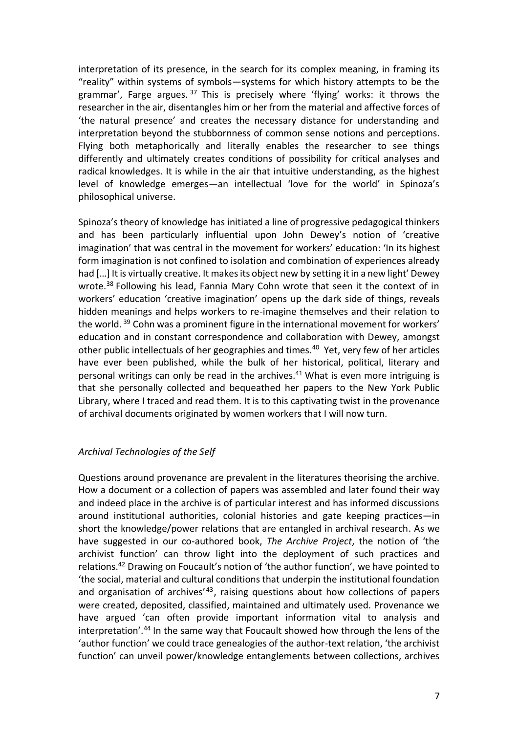interpretation of its presence, in the search for its complex meaning, in framing its "reality" within systems of symbols—systems for which history attempts to be the grammar', Farge argues.[37] This is precisely where 'flying' works: it throws the researcher in the air, disentangles him or her from the material and affective forces of 'the natural presence' and creates the necessary distance for understanding and interpretation beyond the stubbornness of common sense notions and perceptions. Flying both metaphorically and literally enables the researcher to see things differently and ultimately creates conditions of possibility for critical analyses and radical knowledges. It is while in the air that intuitive understanding, as the highest level of knowledge emerges—an intellectual 'love for the world' in Spinoza's philosophical universe.

Spinoza's theory of knowledge has initiated a line of progressive pedagogical thinkers and has been particularly influential upon John Dewey's notion of 'creative imagination' that was central in the movement for workers' education: 'In its highest form imagination is not confined to isolation and combination of experiences already had […] It is virtually creative. It makes its object new by setting it in a new light' Dewey wrote.[38] Following his lead, Fannia Mary Cohn wrote that seen it the context of in workers' education 'creative imagination' opens up the dark side of things, reveals hidden meanings and helps workers to re-imagine themselves and their relation to the world.[39] Cohn was a prominent figure in the international movement for workers' education and in constant correspondence and collaboration with Dewey, amongst other public intellectuals of her geographies and times.[40] Yet, very few of her articles have ever been published, while the bulk of her historical, political, literary and personal writings can only be read in the archives.[41] What is even more intriguing is that she personally collected and bequeathed her papers to the New York Public Library, where I traced and read them. It is to this captivating twist in the provenance of archival documents originated by women workers that I will now turn.

*Archival Technologies of the Self*

Questions around provenance are prevalent in the literatures theorising the archive. How a document or a collection of papers was assembled and later found their way and indeed place in the archive is of particular interest and has informed discussions around institutional authorities, colonial histories and gate keeping practices—in short the knowledge/power relations that are entangled in archival research. As we have suggested in our co-authored book, *The Archive Project*, the notion of 'the archivist function' can throw light into the deployment of such practices and relations.[42] Drawing on Foucault's notion of 'the author function', we have pointed to 'the social, material and cultural conditions that underpin the institutional foundation and organisation of archives'[43], raising questions about how collections of papers were created, deposited, classified, maintained and ultimately used. Provenance we have argued 'can often provide important information vital to analysis and interpretation'.[44] In the same way that Foucault showed how through the lens of the 'author function' we could trace genealogies of the author-text relation, 'the archivist function' can unveil power/knowledge entanglements between collections, archives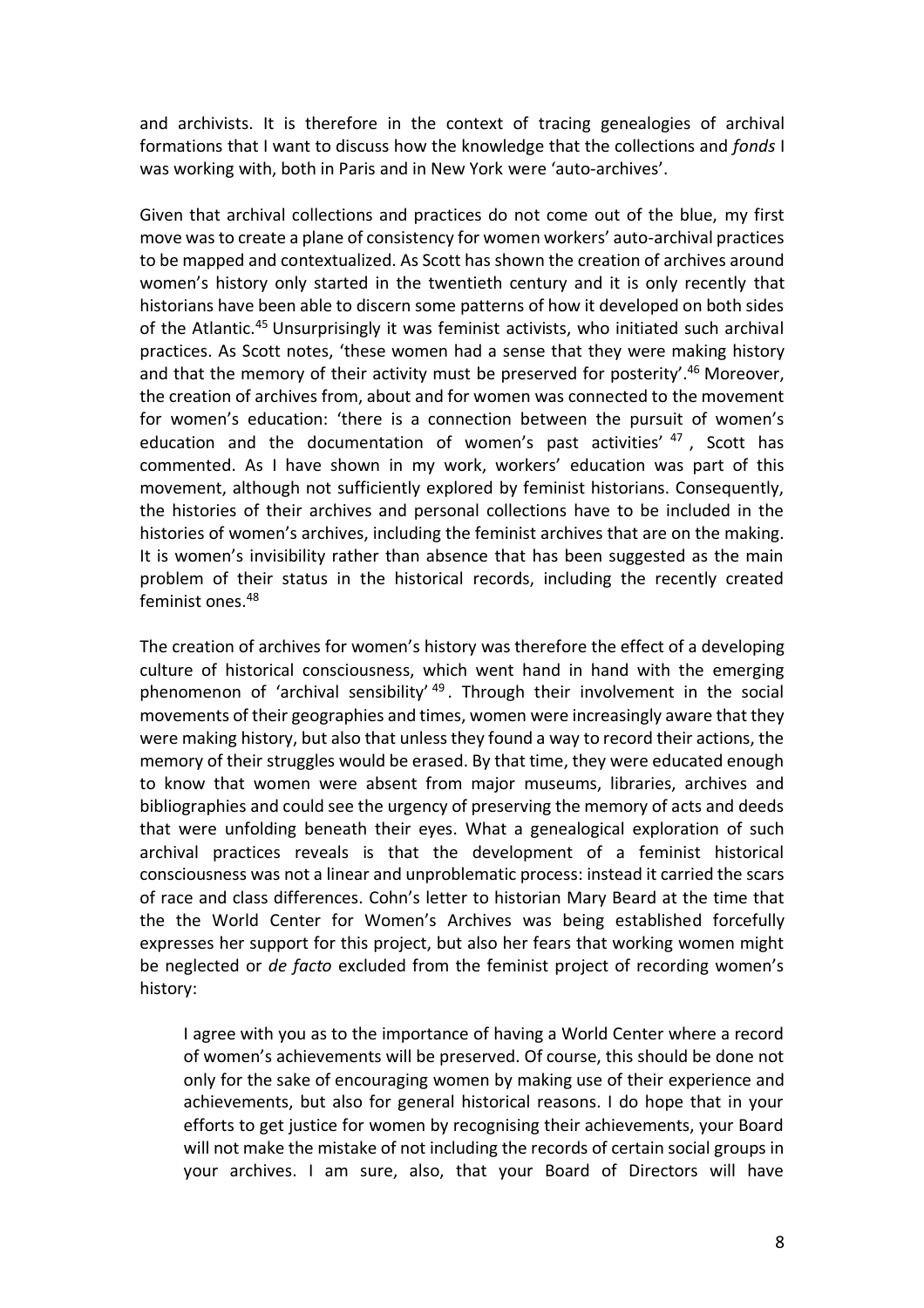and archivists. It is therefore in the context of tracing genealogies of archival formations that I want to discuss how the knowledge that the collections and *fonds* I was working with, both in Paris and in New York were 'auto-archives'.

Given that archival collections and practices do not come out of the blue, my first move was to create a plane of consistency for women workers' auto-archival practices to be mapped and contextualized. As Scott has shown the creation of archives around women's history only started in the twentieth century and it is only recently that historians have been able to discern some patterns of how it developed on both sides of the Atlantic.[45] Unsurprisingly it was feminist activists, who initiated such archival practices. As Scott notes, 'these women had a sense that they were making history and that the memory of their activity must be preserved for posterity'.[46] Moreover, the creation of archives from, about and for women was connected to the movement for women's education: 'there is a connection between the pursuit of women's education and the documentation of women's past activities' [47], Scott has commented. As I have shown in my work, workers' education was part of this movement, although not sufficiently explored by feminist historians. Consequently, the histories of their archives and personal collections have to be included in the histories of women's archives, including the feminist archives that are on the making. It is women's invisibility rather than absence that has been suggested as the main problem of their status in the historical records, including the recently created feminist ones.[48]

The creation of archives for women's history was therefore the effect of a developing culture of historical consciousness, which went hand in hand with the emerging phenomenon of 'archival sensibility' [49]. Through their involvement in the social movements of their geographies and times, women were increasingly aware that they were making history, but also that unless they found a way to record their actions, the memory of their struggles would be erased. By that time, they were educated enough to know that women were absent from major museums, libraries, archives and bibliographies and could see the urgency of preserving the memory of acts and deeds that were unfolding beneath their eyes. What a genealogical exploration of such archival practices reveals is that the development of a feminist historical consciousness was not a linear and unproblematic process: instead it carried the scars of race and class differences. Cohn's letter to historian Mary Beard at the time that the the World Center for Women's Archives was being established forcefully expresses her support for this project, but also her fears that working women might be neglected or *de facto* excluded from the feminist project of recording women's history:

> I agree with you as to the importance of having a World Center where a record of women's achievements will be preserved. Of course, this should be done not only for the sake of encouraging women by making use of their experience and achievements, but also for general historical reasons. I do hope that in your efforts to get justice for women by recognising their achievements, your Board will not make the mistake of not including the records of certain social groups in your archives. I am sure, also, that your Board of Directors will have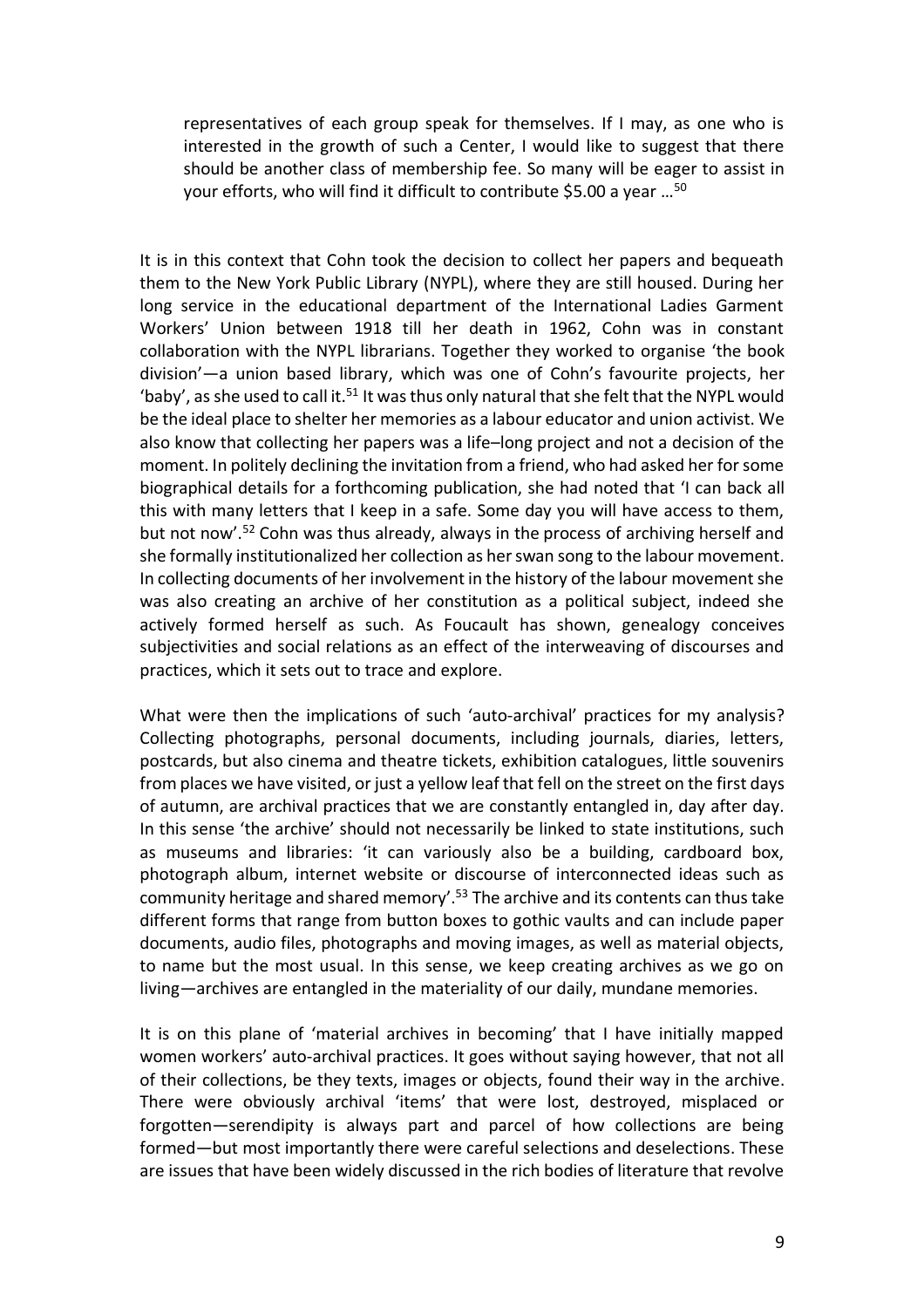> representatives of each group speak for themselves. If I may, as one who is interested in the growth of such a Center, I would like to suggest that there should be another class of membership fee. So many will be eager to assist in your efforts, who will find it difficult to contribute $5.00 a year …[50]

It is in this context that Cohn took the decision to collect her papers and bequeath them to the New York Public Library (NYPL), where they are still housed. During her long service in the educational department of the International Ladies Garment Workers' Union between 1918 till her death in 1962, Cohn was in constant collaboration with the NYPL librarians. Together they worked to organise 'the book division'—a union based library, which was one of Cohn's favourite projects, her 'baby', as she used to call it.[51] It was thus only natural that she felt that the NYPL would be the ideal place to shelter her memories as a labour educator and union activist. We also know that collecting her papers was a life–long project and not a decision of the moment. In politely declining the invitation from a friend, who had asked her for some biographical details for a forthcoming publication, she had noted that 'I can back all this with many letters that I keep in a safe. Some day you will have access to them, but not now'.[52] Cohn was thus already, always in the process of archiving herself and she formally institutionalized her collection as her swan song to the labour movement. In collecting documents of her involvement in the history of the labour movement she was also creating an archive of her constitution as a political subject, indeed she actively formed herself as such. As Foucault has shown, genealogy conceives subjectivities and social relations as an effect of the interweaving of discourses and practices, which it sets out to trace and explore.

What were then the implications of such 'auto-archival' practices for my analysis? Collecting photographs, personal documents, including journals, diaries, letters, postcards, but also cinema and theatre tickets, exhibition catalogues, little souvenirs from places we have visited, or just a yellow leaf that fell on the street on the first days of autumn, are archival practices that we are constantly entangled in, day after day. In this sense 'the archive' should not necessarily be linked to state institutions, such as museums and libraries: 'it can variously also be a building, cardboard box, photograph album, internet website or discourse of interconnected ideas such as community heritage and shared memory'.[53] The archive and its contents can thus take different forms that range from button boxes to gothic vaults and can include paper documents, audio files, photographs and moving images, as well as material objects, to name but the most usual. In this sense, we keep creating archives as we go on living—archives are entangled in the materiality of our daily, mundane memories.

It is on this plane of 'material archives in becoming' that I have initially mapped women workers' auto-archival practices. It goes without saying however, that not all of their collections, be they texts, images or objects, found their way in the archive. There were obviously archival 'items' that were lost, destroyed, misplaced or forgotten—serendipity is always part and parcel of how collections are being formed—but most importantly there were careful selections and deselections. These are issues that have been widely discussed in the rich bodies of literature that revolve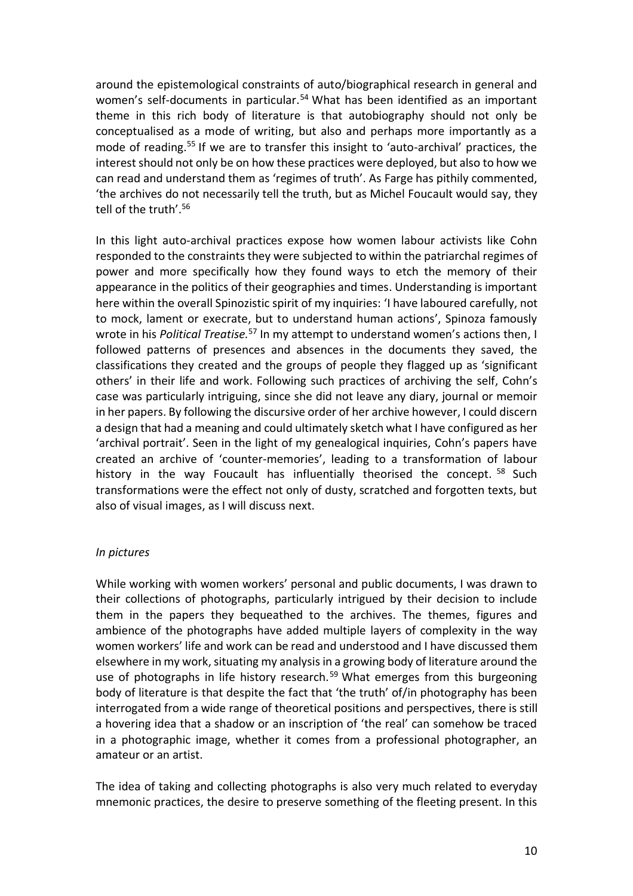around the epistemological constraints of auto/biographical research in general and women's self-documents in particular.[54] What has been identified as an important theme in this rich body of literature is that autobiography should not only be conceptualised as a mode of writing, but also and perhaps more importantly as a mode of reading.[55] If we are to transfer this insight to 'auto-archival' practices, the interest should not only be on how these practices were deployed, but also to how we can read and understand them as 'regimes of truth'. As Farge has pithily commented, 'the archives do not necessarily tell the truth, but as Michel Foucault would say, they tell of the truth'.[56]

In this light auto-archival practices expose how women labour activists like Cohn responded to the constraints they were subjected to within the patriarchal regimes of power and more specifically how they found ways to etch the memory of their appearance in the politics of their geographies and times. Understanding is important here within the overall Spinozistic spirit of my inquiries: 'I have laboured carefully, not to mock, lament or execrate, but to understand human actions', Spinoza famously wrote in his *Political Treatise.*[57] In my attempt to understand women's actions then, I followed patterns of presences and absences in the documents they saved, the classifications they created and the groups of people they flagged up as 'significant others' in their life and work. Following such practices of archiving the self, Cohn's case was particularly intriguing, since she did not leave any diary, journal or memoir in her papers. By following the discursive order of her archive however, I could discern a design that had a meaning and could ultimately sketch what I have configured as her 'archival portrait'. Seen in the light of my genealogical inquiries, Cohn's papers have created an archive of 'counter-memories', leading to a transformation of labour history in the way Foucault has influentially theorised the concept.[58] Such transformations were the effect not only of dusty, scratched and forgotten texts, but also of visual images, as I will discuss next.

*In pictures*

While working with women workers' personal and public documents, I was drawn to their collections of photographs, particularly intrigued by their decision to include them in the papers they bequeathed to the archives. The themes, figures and ambience of the photographs have added multiple layers of complexity in the way women workers' life and work can be read and understood and I have discussed them elsewhere in my work, situating my analysis in a growing body of literature around the use of photographs in life history research.[59] What emerges from this burgeoning body of literature is that despite the fact that 'the truth' of/in photography has been interrogated from a wide range of theoretical positions and perspectives, there is still a hovering idea that a shadow or an inscription of 'the real' can somehow be traced in a photographic image, whether it comes from a professional photographer, an amateur or an artist.

The idea of taking and collecting photographs is also very much related to everyday mnemonic practices, the desire to preserve something of the fleeting present. In this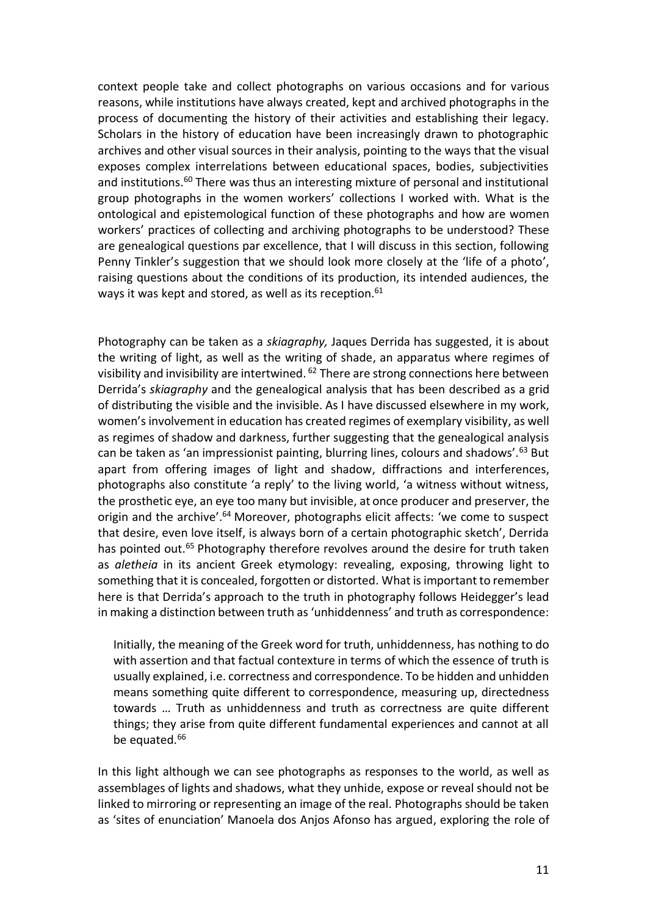context people take and collect photographs on various occasions and for various reasons, while institutions have always created, kept and archived photographs in the process of documenting the history of their activities and establishing their legacy. Scholars in the history of education have been increasingly drawn to photographic archives and other visual sources in their analysis, pointing to the ways that the visual exposes complex interrelations between educational spaces, bodies, subjectivities and institutions.[60] There was thus an interesting mixture of personal and institutional group photographs in the women workers' collections I worked with. What is the ontological and epistemological function of these photographs and how are women workers' practices of collecting and archiving photographs to be understood? These are genealogical questions par excellence, that I will discuss in this section, following Penny Tinkler's suggestion that we should look more closely at the 'life of a photo', raising questions about the conditions of its production, its intended audiences, the ways it was kept and stored, as well as its reception.[61]

Photography can be taken as a *skiagraphy,* Jaques Derrida has suggested, it is about the writing of light, as well as the writing of shade, an apparatus where regimes of visibility and invisibility are intertwined.[62] There are strong connections here between Derrida's *skiagraphy* and the genealogical analysis that has been described as a grid of distributing the visible and the invisible. As I have discussed elsewhere in my work, women's involvement in education has created regimes of exemplary visibility, as well as regimes of shadow and darkness, further suggesting that the genealogical analysis can be taken as 'an impressionist painting, blurring lines, colours and shadows'.[63] But apart from offering images of light and shadow, diffractions and interferences, photographs also constitute 'a reply' to the living world, 'a witness without witness, the prosthetic eye, an eye too many but invisible, at once producer and preserver, the origin and the archive'.[64] Moreover, photographs elicit affects: 'we come to suspect that desire, even love itself, is always born of a certain photographic sketch', Derrida has pointed out.[65] Photography therefore revolves around the desire for truth taken as *aletheia* in its ancient Greek etymology: revealing, exposing, throwing light to something that it is concealed, forgotten or distorted. What is important to remember here is that Derrida's approach to the truth in photography follows Heidegger's lead in making a distinction between truth as 'unhiddenness' and truth as correspondence:

> Initially, the meaning of the Greek word for truth, unhiddenness, has nothing to do with assertion and that factual contexture in terms of which the essence of truth is usually explained, i.e. correctness and correspondence. To be hidden and unhidden means something quite different to correspondence, measuring up, directedness towards … Truth as unhiddenness and truth as correctness are quite different things; they arise from quite different fundamental experiences and cannot at all be equated.[66]

In this light although we can see photographs as responses to the world, as well as assemblages of lights and shadows, what they unhide, expose or reveal should not be linked to mirroring or representing an image of the real. Photographs should be taken as 'sites of enunciation' Manoela dos Anjos Afonso has argued, exploring the role of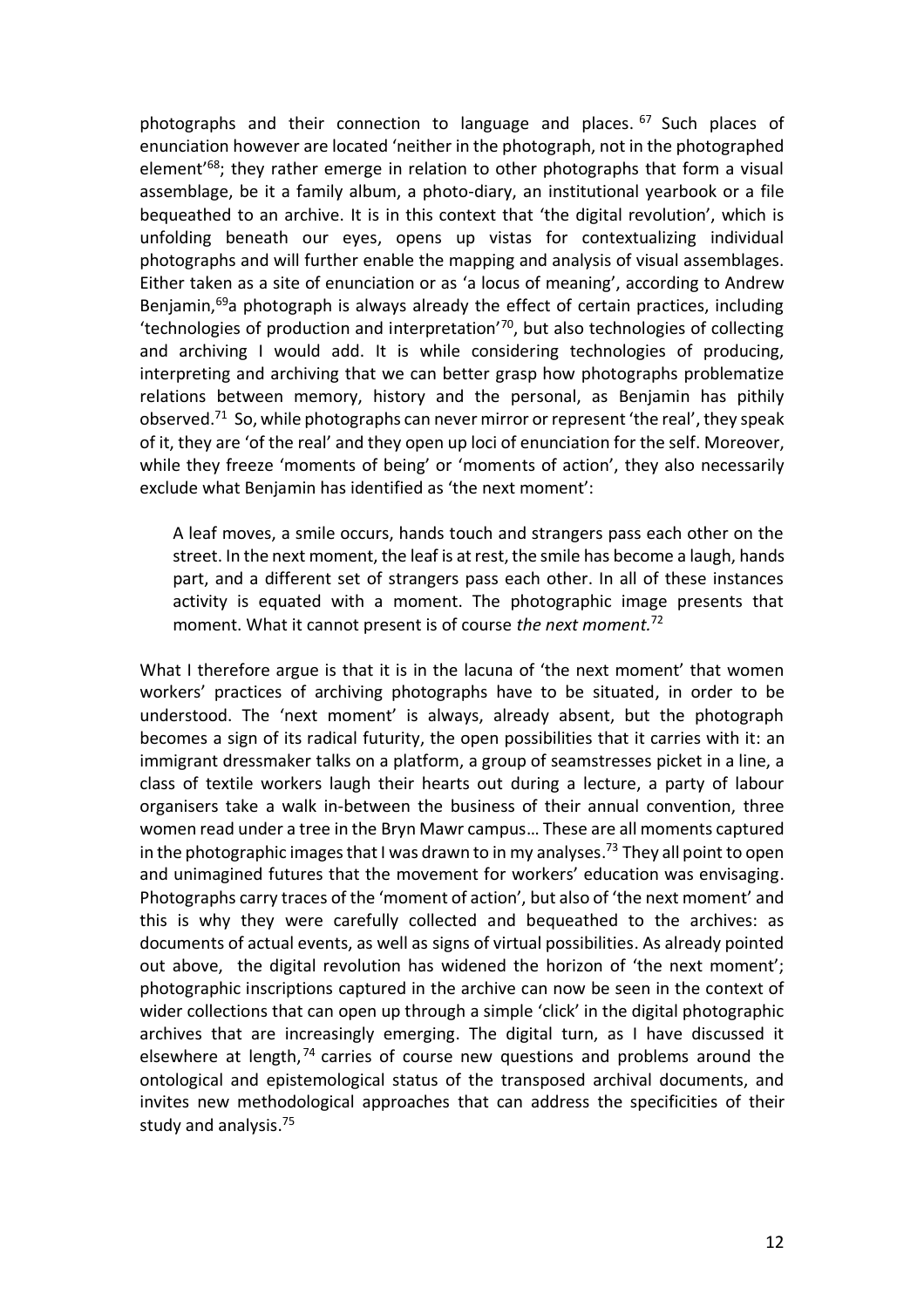photographs and their connection to language and places. [67] Such places of enunciation however are located 'neither in the photograph, not in the photographed element'[68]; they rather emerge in relation to other photographs that form a visual assemblage, be it a family album, a photo-diary, an institutional yearbook or a file bequeathed to an archive. It is in this context that 'the digital revolution', which is unfolding beneath our eyes, opens up vistas for contextualizing individual photographs and will further enable the mapping and analysis of visual assemblages. Either taken as a site of enunciation or as 'a locus of meaning', according to Andrew Benjamin,[69]a photograph is always already the effect of certain practices, including 'technologies of production and interpretation'[70], but also technologies of collecting and archiving I would add. It is while considering technologies of producing, interpreting and archiving that we can better grasp how photographs problematize relations between memory, history and the personal, as Benjamin has pithily observed.[71] So, while photographs can never mirror or represent 'the real', they speak of it, they are 'of the real' and they open up loci of enunciation for the self. Moreover, while they freeze 'moments of being' or 'moments of action', they also necessarily exclude what Benjamin has identified as 'the next moment':

> A leaf moves, a smile occurs, hands touch and strangers pass each other on the street. In the next moment, the leaf is at rest, the smile has become a laugh, hands part, and a different set of strangers pass each other. In all of these instances activity is equated with a moment. The photographic image presents that moment. What it cannot present is of course *the next moment.*[72]

What I therefore argue is that it is in the lacuna of 'the next moment' that women workers' practices of archiving photographs have to be situated, in order to be understood. The 'next moment' is always, already absent, but the photograph becomes a sign of its radical futurity, the open possibilities that it carries with it: an immigrant dressmaker talks on a platform, a group of seamstresses picket in a line, a class of textile workers laugh their hearts out during a lecture, a party of labour organisers take a walk in-between the business of their annual convention, three women read under a tree in the Bryn Mawr campus… These are all moments captured in the photographic images that I was drawn to in my analyses.[73] They all point to open and unimagined futures that the movement for workers' education was envisaging. Photographs carry traces of the 'moment of action', but also of 'the next moment' and this is why they were carefully collected and bequeathed to the archives: as documents of actual events, as well as signs of virtual possibilities. As already pointed out above, the digital revolution has widened the horizon of 'the next moment'; photographic inscriptions captured in the archive can now be seen in the context of wider collections that can open up through a simple 'click' in the digital photographic archives that are increasingly emerging. The digital turn, as I have discussed it elsewhere at length,[74] carries of course new questions and problems around the ontological and epistemological status of the transposed archival documents, and invites new methodological approaches that can address the specificities of their study and analysis.[75]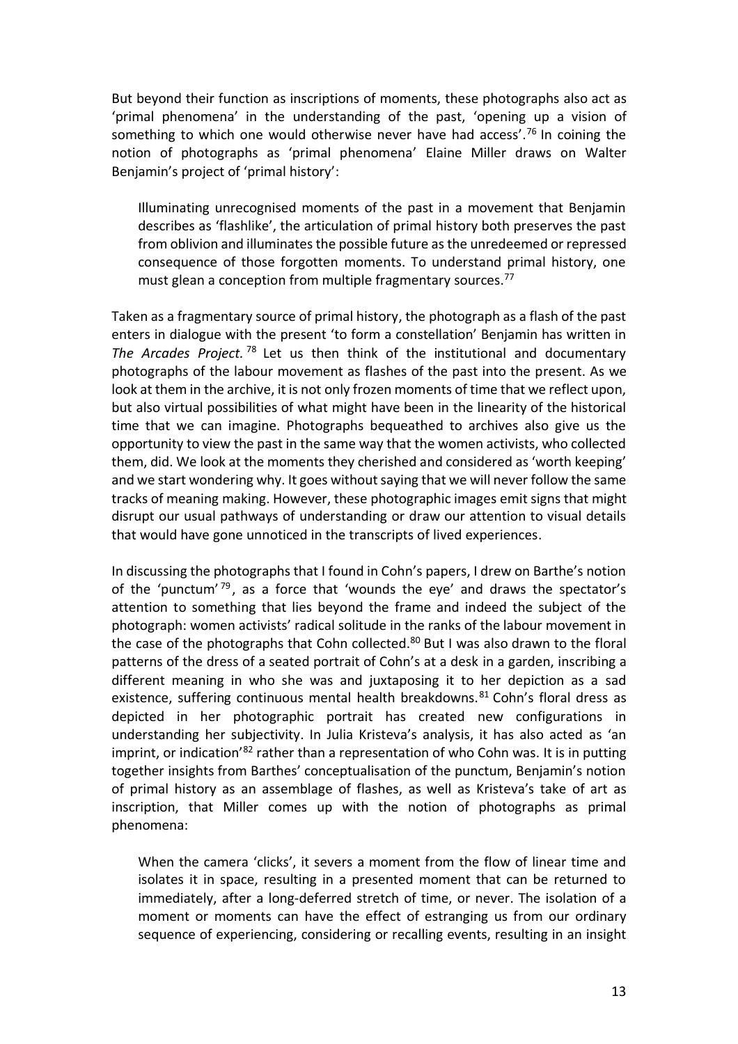But beyond their function as inscriptions of moments, these photographs also act as 'primal phenomena' in the understanding of the past, 'opening up a vision of something to which one would otherwise never have had access'.[76] In coining the notion of photographs as 'primal phenomena' Elaine Miller draws on Walter Benjamin's project of 'primal history':

> Illuminating unrecognised moments of the past in a movement that Benjamin describes as 'flashlike', the articulation of primal history both preserves the past from oblivion and illuminates the possible future as the unredeemed or repressed consequence of those forgotten moments. To understand primal history, one must glean a conception from multiple fragmentary sources.[77]

Taken as a fragmentary source of primal history, the photograph as a flash of the past enters in dialogue with the present 'to form a constellation' Benjamin has written in *The Arcades Project.*[78] Let us then think of the institutional and documentary photographs of the labour movement as flashes of the past into the present. As we look at them in the archive, it is not only frozen moments of time that we reflect upon, but also virtual possibilities of what might have been in the linearity of the historical time that we can imagine. Photographs bequeathed to archives also give us the opportunity to view the past in the same way that the women activists, who collected them, did. We look at the moments they cherished and considered as 'worth keeping' and we start wondering why. It goes without saying that we will never follow the same tracks of meaning making. However, these photographic images emit signs that might disrupt our usual pathways of understanding or draw our attention to visual details that would have gone unnoticed in the transcripts of lived experiences.

In discussing the photographs that I found in Cohn's papers, I drew on Barthe's notion of the 'punctum'[79], as a force that 'wounds the eye' and draws the spectator's attention to something that lies beyond the frame and indeed the subject of the photograph: women activists' radical solitude in the ranks of the labour movement in the case of the photographs that Cohn collected.[80] But I was also drawn to the floral patterns of the dress of a seated portrait of Cohn's at a desk in a garden, inscribing a different meaning in who she was and juxtaposing it to her depiction as a sad existence, suffering continuous mental health breakdowns.[81] Cohn's floral dress as depicted in her photographic portrait has created new configurations in understanding her subjectivity. In Julia Kristeva's analysis, it has also acted as 'an imprint, or indication'[82] rather than a representation of who Cohn was. It is in putting together insights from Barthes' conceptualisation of the punctum, Benjamin's notion of primal history as an assemblage of flashes, as well as Kristeva's take of art as inscription, that Miller comes up with the notion of photographs as primal phenomena:

> When the camera 'clicks', it severs a moment from the flow of linear time and isolates it in space, resulting in a presented moment that can be returned to immediately, after a long-deferred stretch of time, or never. The isolation of a moment or moments can have the effect of estranging us from our ordinary sequence of experiencing, considering or recalling events, resulting in an insight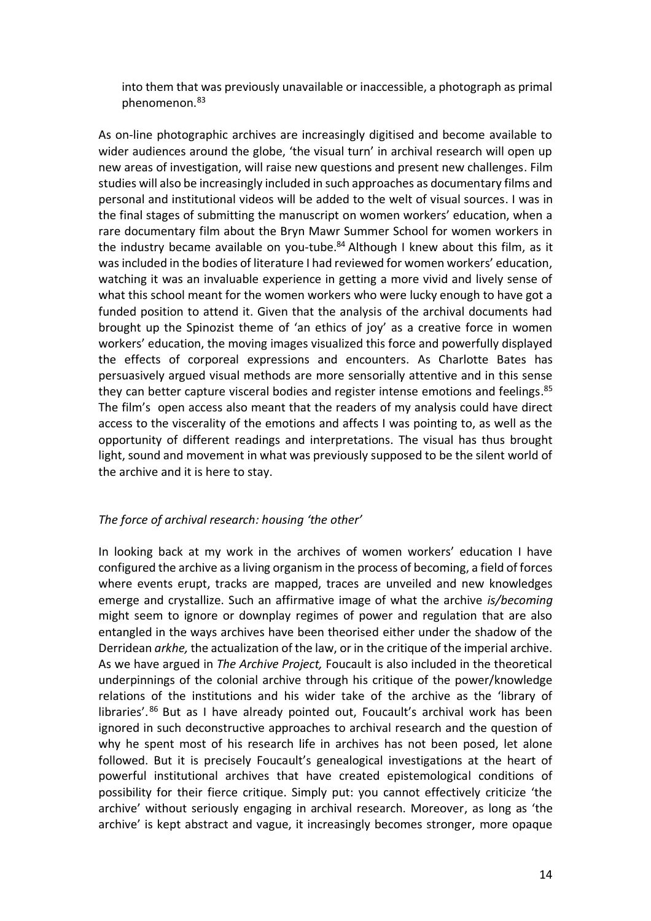into them that was previously unavailable or inaccessible, a photograph as primal phenomenon.[83]

As on-line photographic archives are increasingly digitised and become available to wider audiences around the globe, 'the visual turn' in archival research will open up new areas of investigation, will raise new questions and present new challenges. Film studies will also be increasingly included in such approaches as documentary films and personal and institutional videos will be added to the welt of visual sources. I was in the final stages of submitting the manuscript on women workers' education, when a rare documentary film about the Bryn Mawr Summer School for women workers in the industry became available on you-tube.[84] Although I knew about this film, as it was included in the bodies of literature I had reviewed for women workers' education, watching it was an invaluable experience in getting a more vivid and lively sense of what this school meant for the women workers who were lucky enough to have got a funded position to attend it. Given that the analysis of the archival documents had brought up the Spinozist theme of 'an ethics of joy' as a creative force in women workers' education, the moving images visualized this force and powerfully displayed the effects of corporeal expressions and encounters. As Charlotte Bates has persuasively argued visual methods are more sensorially attentive and in this sense they can better capture visceral bodies and register intense emotions and feelings.[85] The film's open access also meant that the readers of my analysis could have direct access to the viscerality of the emotions and affects I was pointing to, as well as the opportunity of different readings and interpretations. The visual has thus brought light, sound and movement in what was previously supposed to be the silent world of the archive and it is here to stay.

### *The force of archival research: housing 'the other'*

In looking back at my work in the archives of women workers' education I have configured the archive as a living organism in the process of becoming, a field of forces where events erupt, tracks are mapped, traces are unveiled and new knowledges emerge and crystallize. Such an affirmative image of what the archive *is/becoming* might seem to ignore or downplay regimes of power and regulation that are also entangled in the ways archives have been theorised either under the shadow of the Derridean *arkhe,* the actualization of the law, or in the critique of the imperial archive. As we have argued in *The Archive Project,* Foucault is also included in the theoretical underpinnings of the colonial archive through his critique of the power/knowledge relations of the institutions and his wider take of the archive as the 'library of libraries'.[86] But as I have already pointed out, Foucault's archival work has been ignored in such deconstructive approaches to archival research and the question of why he spent most of his research life in archives has not been posed, let alone followed. But it is precisely Foucault's genealogical investigations at the heart of powerful institutional archives that have created epistemological conditions of possibility for their fierce critique. Simply put: you cannot effectively criticize 'the archive' without seriously engaging in archival research. Moreover, as long as 'the archive' is kept abstract and vague, it increasingly becomes stronger, more opaque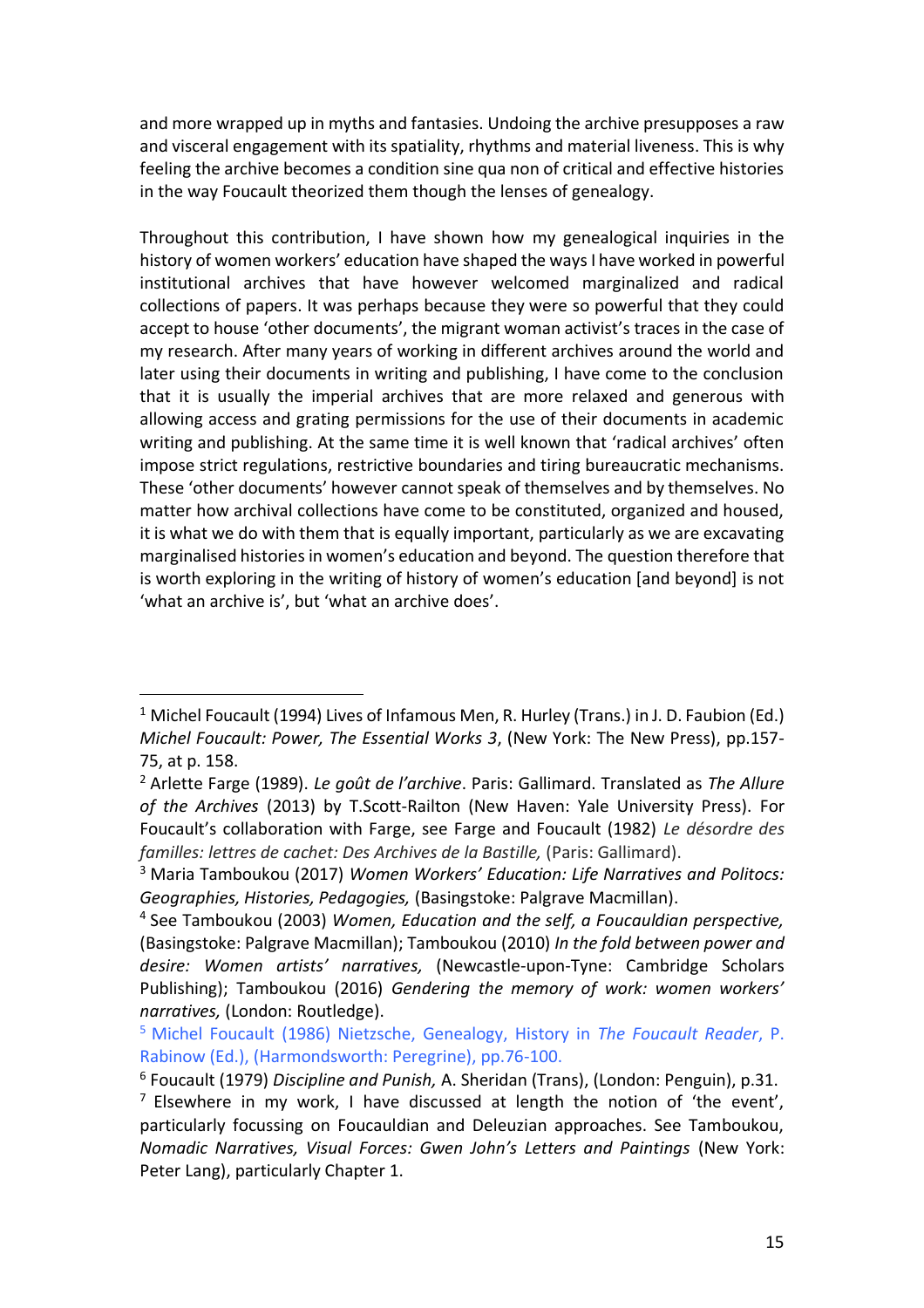and more wrapped up in myths and fantasies. Undoing the archive presupposes a raw and visceral engagement with its spatiality, rhythms and material liveness. This is why feeling the archive becomes a condition sine qua non of critical and effective histories in the way Foucault theorized them though the lenses of genealogy.

Throughout this contribution, I have shown how my genealogical inquiries in the history of women workers' education have shaped the ways I have worked in powerful institutional archives that have however welcomed marginalized and radical collections of papers. It was perhaps because they were so powerful that they could accept to house 'other documents', the migrant woman activist's traces in the case of my research. After many years of working in different archives around the world and later using their documents in writing and publishing, I have come to the conclusion that it is usually the imperial archives that are more relaxed and generous with allowing access and grating permissions for the use of their documents in academic writing and publishing. At the same time it is well known that 'radical archives' often impose strict regulations, restrictive boundaries and tiring bureaucratic mechanisms. These 'other documents' however cannot speak of themselves and by themselves. No matter how archival collections have come to be constituted, organized and housed, it is what we do with them that is equally important, particularly as we are excavating marginalised histories in women's education and beyond. The question therefore that is worth exploring in the writing of history of women's education [and beyond] is not 'what an archive is', but 'what an archive does'.

---

[1] Michel Foucault (1994) Lives of Infamous Men, R. Hurley (Trans.) in J. D. Faubion (Ed.) *Michel Foucault: Power, The Essential Works 3*, (New York: The New Press), pp.157-75, at p. 158.

[2] Arlette Farge (1989). *Le goût de l'archive*. Paris: Gallimard. Translated as *The Allure of the Archives* (2013) by T.Scott-Railton (New Haven: Yale University Press). For Foucault's collaboration with Farge, see Farge and Foucault (1982) *Le désordre des familles: lettres de cachet: Des Archives de la Bastille,* (Paris: Gallimard).

[3] Maria Tamboukou (2017) *Women Workers' Education: Life Narratives and Politocs: Geographies, Histories, Pedagogies,* (Basingstoke: Palgrave Macmillan).

[4] See Tamboukou (2003) *Women, Education and the self, a Foucauldian perspective,* (Basingstoke: Palgrave Macmillan); Tamboukou (2010) *In the fold between power and desire: Women artists' narratives,* (Newcastle-upon-Tyne: Cambridge Scholars Publishing); Tamboukou (2016) *Gendering the memory of work: women workers' narratives,* (London: Routledge).

[5] Michel Foucault (1986) Nietzsche, Genealogy, History in *The Foucault Reader*, P. Rabinow (Ed.), (Harmondsworth: Peregrine), pp.76-100.

[6] Foucault (1979) *Discipline and Punish,* A. Sheridan (Trans), (London: Penguin), p.31.

[7] Elsewhere in my work, I have discussed at length the notion of 'the event', particularly focussing on Foucauldian and Deleuzian approaches. See Tamboukou, *Nomadic Narratives, Visual Forces: Gwen John's Letters and Paintings* (New York: Peter Lang), particularly Chapter 1.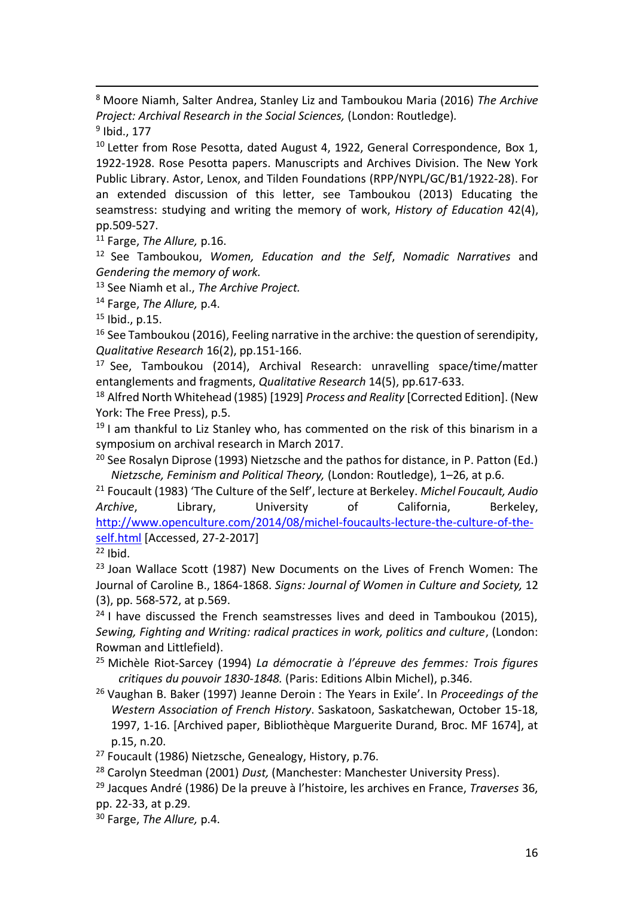[8] Moore Niamh, Salter Andrea, Stanley Liz and Tamboukou Maria (2016) *The Archive Project: Archival Research in the Social Sciences,* (London: Routledge).

[9] Ibid., 177

[10] Letter from Rose Pesotta, dated August 4, 1922, General Correspondence, Box 1, 1922-1928. Rose Pesotta papers. Manuscripts and Archives Division. The New York Public Library. Astor, Lenox, and Tilden Foundations (RPP/NYPL/GC/B1/1922-28). For an extended discussion of this letter, see Tamboukou (2013) Educating the seamstress: studying and writing the memory of work, *History of Education* 42(4), pp.509-527.

[11] Farge, *The Allure,* p.16.

[12] See Tamboukou, *Women, Education and the Self*, *Nomadic Narratives* and *Gendering the memory of work.*

[13] See Niamh et al., *The Archive Project.*

[14] Farge, *The Allure,* p.4.

[15] Ibid., p.15.

[16] See Tamboukou (2016), Feeling narrative in the archive: the question of serendipity, *Qualitative Research* 16(2), pp.151-166.

[17] See, Tamboukou (2014), Archival Research: unravelling space/time/matter entanglements and fragments, *Qualitative Research* 14(5), pp.617-633.

[18] Alfred North Whitehead (1985) [1929] *Process and Reality* [Corrected Edition]. (New York: The Free Press), p.5.

[19] I am thankful to Liz Stanley who, has commented on the risk of this binarism in a symposium on archival research in March 2017.

[20] See Rosalyn Diprose (1993) Nietzsche and the pathos for distance, in P. Patton (Ed.) *Nietzsche, Feminism and Political Theory,* (London: Routledge), 1–26, at p.6.

[21] Foucault (1983) 'The Culture of the Self', lecture at Berkeley. *Michel Foucault, Audio Archive*, Library, University of California, Berkeley, http://www.openculture.com/2014/08/michel-foucaults-lecture-the-culture-of-the-self.html [Accessed, 27-2-2017]

[22] Ibid.

[23] Joan Wallace Scott (1987) New Documents on the Lives of French Women: The Journal of Caroline B., 1864-1868. *Signs: Journal of Women in Culture and Society,* 12 (3), pp. 568-572, at p.569.

[24] I have discussed the French seamstresses lives and deed in Tamboukou (2015), *Sewing, Fighting and Writing: radical practices in work, politics and culture*, (London: Rowman and Littlefield).

[25] Michèle Riot-Sarcey (1994) *La démocratie à l'épreuve des femmes: Trois figures critiques du pouvoir 1830-1848.* (Paris: Editions Albin Michel), p.346.

[26] Vaughan B. Baker (1997) Jeanne Deroin : The Years in Exile'. In *Proceedings of the Western Association of French History*. Saskatoon, Saskatchewan, October 15-18, 1997, 1-16. [Archived paper, Bibliothèque Marguerite Durand, Broc. MF 1674], at p.15, n.20.

[27] Foucault (1986) Nietzsche, Genealogy, History, p.76.

[28] Carolyn Steedman (2001) *Dust,* (Manchester: Manchester University Press).

[29] Jacques André (1986) De la preuve à l'histoire, les archives en France, *Traverses* 36, pp. 22-33, at p.29.

[30] Farge, *The Allure,* p.4.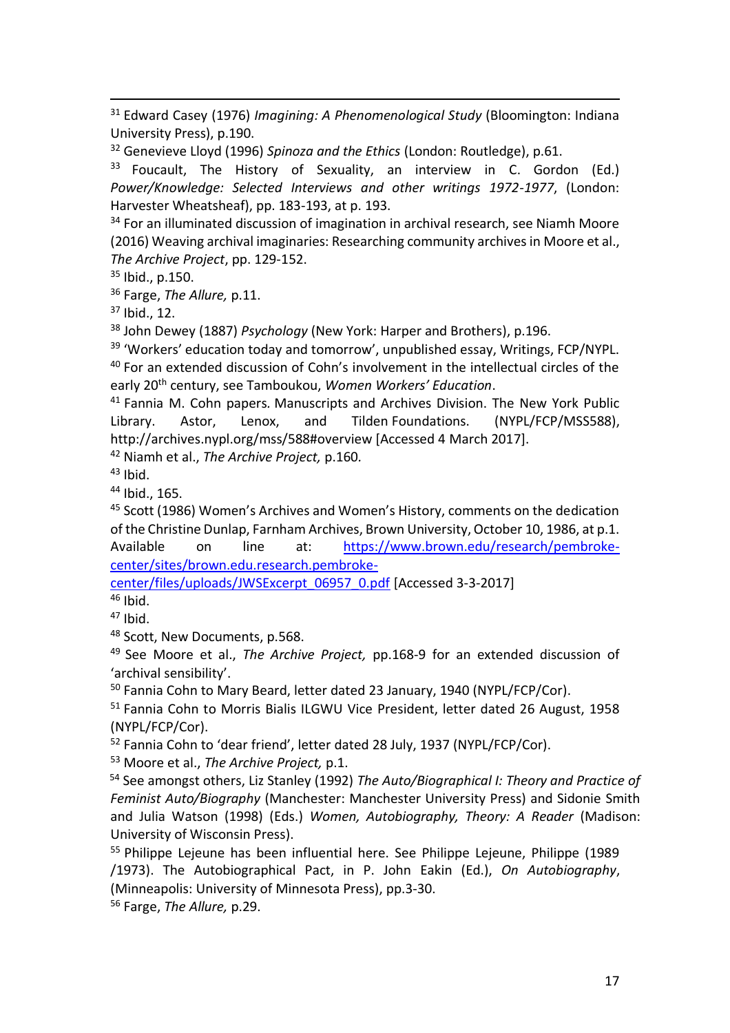[31] Edward Casey (1976) *Imagining: A Phenomenological Study* (Bloomington: Indiana University Press), p.190.

[32] Genevieve Lloyd (1996) *Spinoza and the Ethics* (London: Routledge), p.61.

[33] Foucault, The History of Sexuality, an interview in C. Gordon (Ed.) *Power/Knowledge: Selected Interviews and other writings 1972-1977*, (London: Harvester Wheatsheaf), pp. 183-193, at p. 193.

[34] For an illuminated discussion of imagination in archival research, see Niamh Moore (2016) Weaving archival imaginaries: Researching community archives in Moore et al., *The Archive Project*, pp. 129-152.

[35] Ibid., p.150.

[36] Farge, *The Allure,* p.11.

[37] Ibid., 12.

[38] John Dewey (1887) *Psychology* (New York: Harper and Brothers), p.196.

[39] 'Workers' education today and tomorrow', unpublished essay, Writings, FCP/NYPL.

[40] For an extended discussion of Cohn's involvement in the intellectual circles of the early 20th century, see Tamboukou, *Women Workers' Education*.

[41] Fannia M. Cohn papers. Manuscripts and Archives Division. The New York Public Library. Astor, Lenox, and Tilden Foundations. (NYPL/FCP/MSS588), http://archives.nypl.org/mss/588#overview [Accessed 4 March 2017].

[42] Niamh et al., *The Archive Project,* p.160.

[43] Ibid.

[44] Ibid., 165.

[45] Scott (1986) Women's Archives and Women's History, comments on the dedication of the Christine Dunlap, Farnham Archives, Brown University, October 10, 1986, at p.1. Available on line at: https://www.brown.edu/research/pembroke-center/sites/brown.edu.research.pembroke-center/files/uploads/JWSExcerpt_06957_0.pdf [Accessed 3-3-2017]

[46] Ibid.

[47] Ibid.

[48] Scott, New Documents, p.568.

[49] See Moore et al., *The Archive Project,* pp.168-9 for an extended discussion of 'archival sensibility'.

[50] Fannia Cohn to Mary Beard, letter dated 23 January, 1940 (NYPL/FCP/Cor).

[51] Fannia Cohn to Morris Bialis ILGWU Vice President, letter dated 26 August, 1958 (NYPL/FCP/Cor).

[52] Fannia Cohn to 'dear friend', letter dated 28 July, 1937 (NYPL/FCP/Cor).

[53] Moore et al., *The Archive Project,* p.1.

[54] See amongst others, Liz Stanley (1992) *The Auto/Biographical I: Theory and Practice of Feminist Auto/Biography* (Manchester: Manchester University Press) and Sidonie Smith and Julia Watson (1998) (Eds.) *Women, Autobiography, Theory: A Reader* (Madison: University of Wisconsin Press).

[55] Philippe Lejeune has been influential here. See Philippe Lejeune, Philippe (1989 /1973). The Autobiographical Pact, in P. John Eakin (Ed.), *On Autobiography*, (Minneapolis: University of Minnesota Press), pp.3-30.

[56] Farge, *The Allure,* p.29.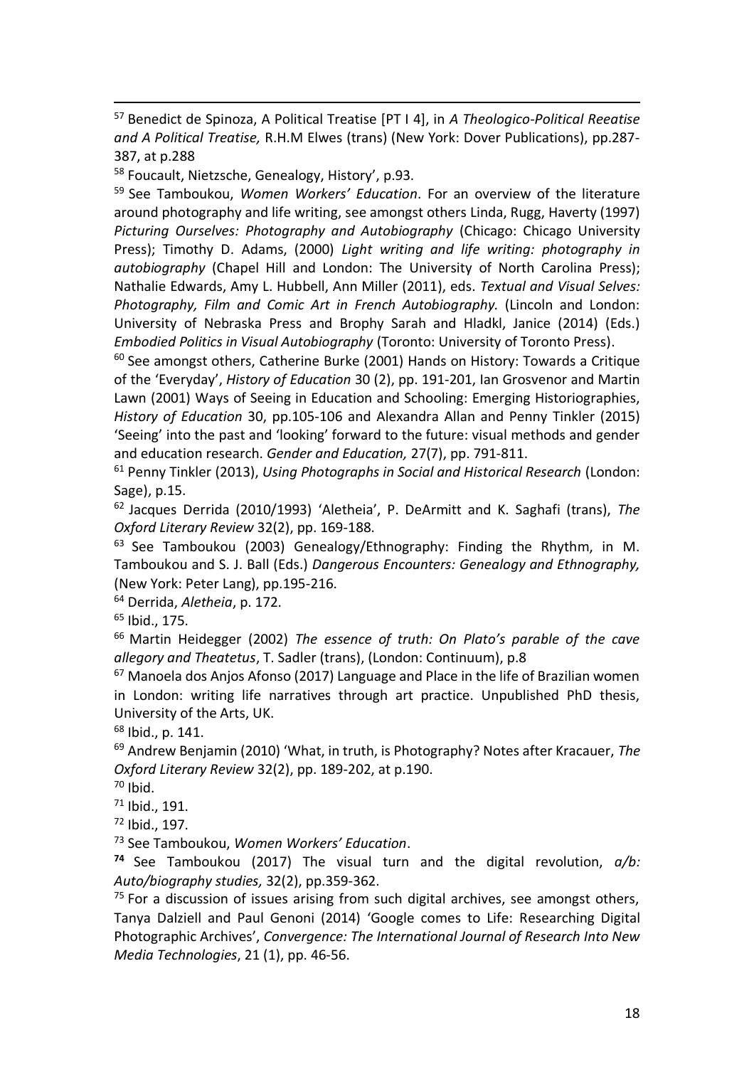[57] Benedict de Spinoza, A Political Treatise [PT I 4], in *A Theologico-Political Reeatise and A Political Treatise,* R.H.M Elwes (trans) (New York: Dover Publications), pp.287-387, at p.288

[58] Foucault, Nietzsche, Genealogy, History', p.93.

[59] See Tamboukou, *Women Workers' Education*. For an overview of the literature around photography and life writing, see amongst others Linda, Rugg, Haverty (1997) *Picturing Ourselves: Photography and Autobiography* (Chicago: Chicago University Press); Timothy D. Adams, (2000) *Light writing and life writing: photography in autobiography* (Chapel Hill and London: The University of North Carolina Press); Nathalie Edwards, Amy L. Hubbell, Ann Miller (2011), eds. *Textual and Visual Selves: Photography, Film and Comic Art in French Autobiography.* (Lincoln and London: University of Nebraska Press and Brophy Sarah and Hladkl, Janice (2014) (Eds.) *Embodied Politics in Visual Autobiography* (Toronto: University of Toronto Press).

[60] See amongst others, Catherine Burke (2001) Hands on History: Towards a Critique of the 'Everyday', *History of Education* 30 (2), pp. 191-201, Ian Grosvenor and Martin Lawn (2001) Ways of Seeing in Education and Schooling: Emerging Historiographies, *History of Education* 30, pp.105-106 and Alexandra Allan and Penny Tinkler (2015) 'Seeing' into the past and 'looking' forward to the future: visual methods and gender and education research. *Gender and Education,* 27(7), pp. 791-811.

[61] Penny Tinkler (2013), *Using Photographs in Social and Historical Research* (London: Sage), p.15.

[62] Jacques Derrida (2010/1993) 'Aletheia', P. DeArmitt and K. Saghafi (trans), *The Oxford Literary Review* 32(2), pp. 169-188.

[63] See Tamboukou (2003) Genealogy/Ethnography: Finding the Rhythm, in M. Tamboukou and S. J. Ball (Eds.) *Dangerous Encounters: Genealogy and Ethnography,* (New York: Peter Lang), pp.195-216.

[64] Derrida, *Aletheia*, p. 172.

[65] Ibid., 175.

[66] Martin Heidegger (2002) *The essence of truth: On Plato's parable of the cave allegory and Theatetus*, T. Sadler (trans), (London: Continuum), p.8

[67] Manoela dos Anjos Afonso (2017) Language and Place in the life of Brazilian women in London: writing life narratives through art practice. Unpublished PhD thesis, University of the Arts, UK.

[68] Ibid., p. 141.

[69] Andrew Benjamin (2010) 'What, in truth, is Photography? Notes after Kracauer, *The Oxford Literary Review* 32(2), pp. 189-202, at p.190.

[70] Ibid.

[71] Ibid., 191.

[72] Ibid., 197.

[73] See Tamboukou, *Women Workers' Education*.

[74] See Tamboukou (2017) The visual turn and the digital revolution, *a/b: Auto/biography studies,* 32(2), pp.359-362.

[75] For a discussion of issues arising from such digital archives, see amongst others, Tanya Dalziell and Paul Genoni (2014) 'Google comes to Life: Researching Digital Photographic Archives', *Convergence: The International Journal of Research Into New Media Technologies*, 21 (1), pp. 46-56.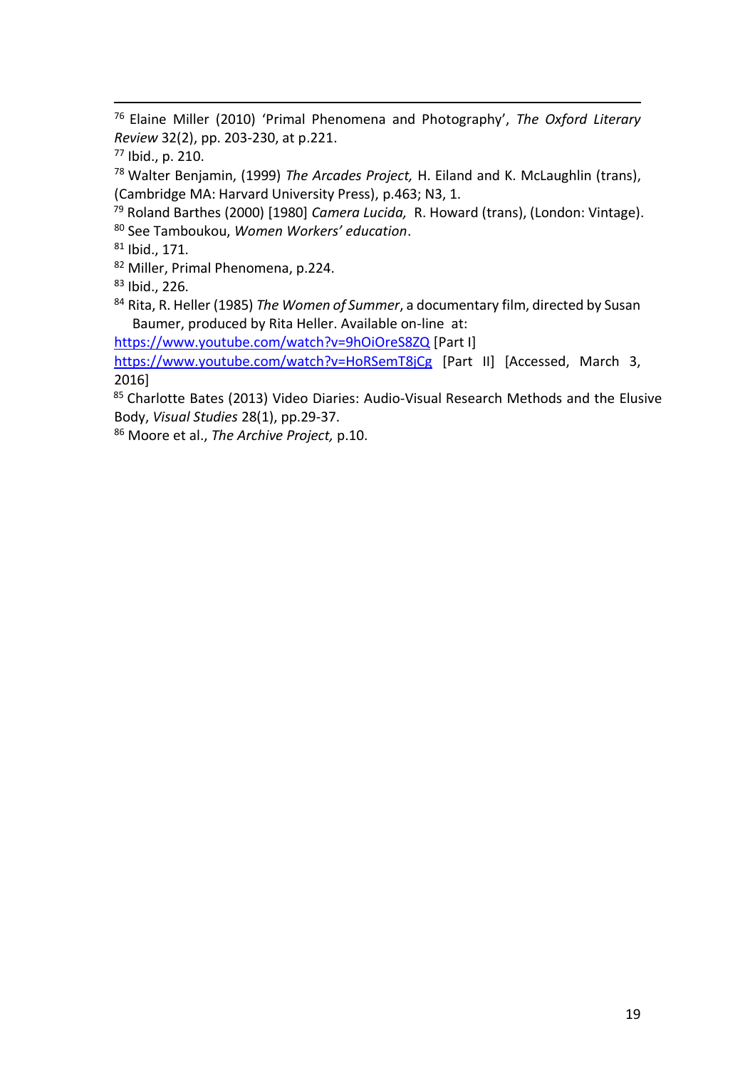[76] Elaine Miller (2010) 'Primal Phenomena and Photography', *The Oxford Literary Review* 32(2), pp. 203-230, at p.221.

[77] Ibid., p. 210.

[78] Walter Benjamin, (1999) *The Arcades Project,* H. Eiland and K. McLaughlin (trans), (Cambridge MA: Harvard University Press), p.463; N3, 1.

[79] Roland Barthes (2000) [1980] *Camera Lucida,* R. Howard (trans), (London: Vintage).

[80] See Tamboukou, *Women Workers' education*.

[81] Ibid., 171.

[82] Miller, Primal Phenomena, p.224.

[83] Ibid., 226.

[84] Rita, R. Heller (1985) *The Women of Summer*, a documentary film, directed by Susan Baumer, produced by Rita Heller. Available on-line at:
https://www.youtube.com/watch?v=9hOiOreS8ZQ [Part I]
https://www.youtube.com/watch?v=HoRSemT8jCg [Part II] [Accessed, March 3, 2016]

[85] Charlotte Bates (2013) Video Diaries: Audio-Visual Research Methods and the Elusive Body, *Visual Studies* 28(1), pp.29-37.

[86] Moore et al., *The Archive Project,* p.10.